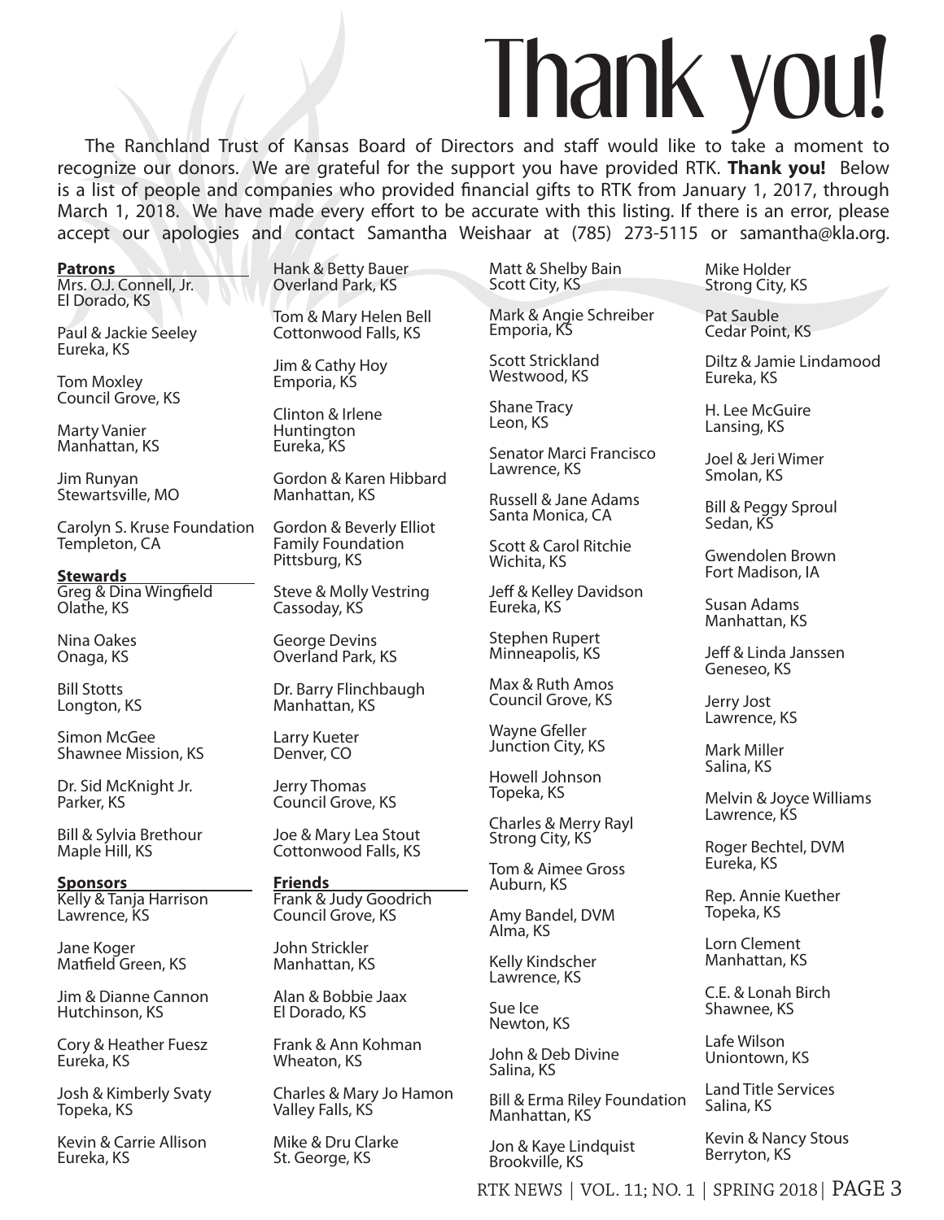# Thank you!

The Ranchland Trust of Kansas Board of Directors and staff would like to take a moment to recognize our donors. We are grateful for the support you have provided RTK. **Thank you!** Below is a list of people and companies who provided financial gifts to RTK from January 1, 2017, through March 1, 2018. We have made every effort to be accurate with this listing. If there is an error, please accept our apologies and contact Samantha Weishaar at (785) 273-5115 or samantha@kla.org.

**Patrons**

Mrs. O.J. Connell, Jr.
El Dorado, KS

Paul & Jackie Seeley
Eureka, KS

Tom Moxley
Council Grove, KS

Marty Vanier
Manhattan, KS

Jim Runyan
Stewartsville, MO

Carolyn S. Kruse Foundation
Templeton, CA

**Stewards**

Greg & Dina Wingfield
Olathe, KS

Nina Oakes
Onaga, KS

Bill Stotts
Longton, KS

Simon McGee
Shawnee Mission, KS

Dr. Sid McKnight Jr.
Parker, KS

Bill & Sylvia Brethour
Maple Hill, KS

**Sponsors**

Kelly & Tanja Harrison
Lawrence, KS

Jane Koger
Matfield Green, KS

Jim & Dianne Cannon
Hutchinson, KS

Cory & Heather Fuesz
Eureka, KS

Josh & Kimberly Svaty
Topeka, KS

Kevin & Carrie Allison
Eureka, KS

Hank & Betty Bauer
Overland Park, KS

Tom & Mary Helen Bell
Cottonwood Falls, KS

Jim & Cathy Hoy
Emporia, KS

Clinton & Irlene Huntington
Eureka, KS

Gordon & Karen Hibbard
Manhattan, KS

Gordon & Beverly Elliot Family Foundation
Pittsburg, KS

Steve & Molly Vestring
Cassoday, KS

George Devins
Overland Park, KS

Dr. Barry Flinchbaugh
Manhattan, KS

Larry Kueter
Denver, CO

Jerry Thomas
Council Grove, KS

Joe & Mary Lea Stout
Cottonwood Falls, KS

**Friends**

Frank & Judy Goodrich
Council Grove, KS

John Strickler
Manhattan, KS

Alan & Bobbie Jaax
El Dorado, KS

Frank & Ann Kohman
Wheaton, KS

Charles & Mary Jo Hamon
Valley Falls, KS

Mike & Dru Clarke
St. George, KS

Matt & Shelby Bain
Scott City, KS

Mark & Angie Schreiber
Emporia, KS

Scott Strickland
Westwood, KS

Shane Tracy
Leon, KS

Senator Marci Francisco
Lawrence, KS

Russell & Jane Adams
Santa Monica, CA

Scott & Carol Ritchie
Wichita, KS

Jeff & Kelley Davidson
Eureka, KS

Stephen Rupert
Minneapolis, KS

Max & Ruth Amos
Council Grove, KS

Wayne Gfeller
Junction City, KS

Howell Johnson
Topeka, KS

Charles & Merry Rayl
Strong City, KS

Tom & Aimee Gross
Auburn, KS

Amy Bandel, DVM
Alma, KS

Kelly Kindscher
Lawrence, KS

Sue Ice
Newton, KS

John & Deb Divine
Salina, KS

Bill & Erma Riley Foundation
Manhattan, KS

Jon & Kaye Lindquist
Brookville, KS

Mike Holder
Strong City, KS

Pat Sauble
Cedar Point, KS

Diltz & Jamie Lindamood
Eureka, KS

H. Lee McGuire
Lansing, KS

Joel & Jeri Wimer
Smolan, KS

Bill & Peggy Sproul
Sedan, KS

Gwendolen Brown
Fort Madison, IA

Susan Adams
Manhattan, KS

Jeff & Linda Janssen
Geneseo, KS

Jerry Jost
Lawrence, KS

Mark Miller
Salina, KS

Melvin & Joyce Williams
Lawrence, KS

Roger Bechtel, DVM
Eureka, KS

Rep. Annie Kuether
Topeka, KS

Lorn Clement
Manhattan, KS

C.E. & Lonah Birch
Shawnee, KS

Lafe Wilson
Uniontown, KS

Land Title Services
Salina, KS

Kevin & Nancy Stous
Berryton, KS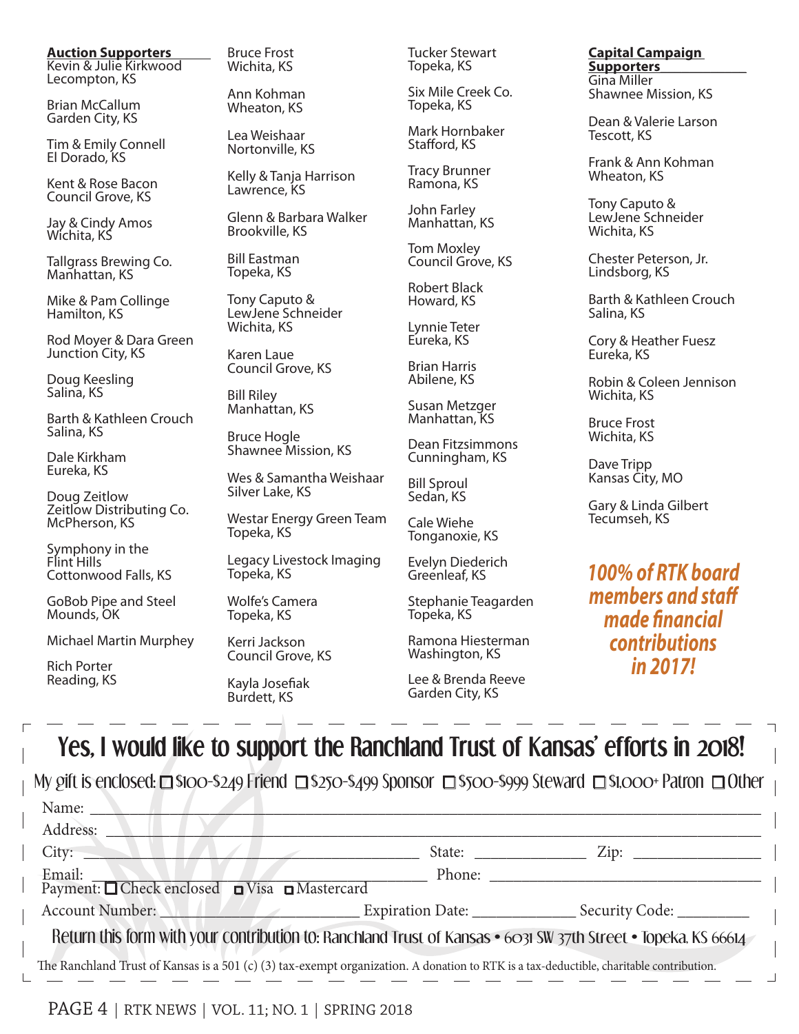## Auction Supporters

Kevin & Julie Kirkwood
Lecompton, KS

Brian McCallum
Garden City, KS

Tim & Emily Connell
El Dorado, KS

Kent & Rose Bacon
Council Grove, KS

Jay & Cindy Amos
Wichita, KS

Tallgrass Brewing Co.
Manhattan, KS

Mike & Pam Collinge
Hamilton, KS

Rod Moyer & Dara Green
Junction City, KS

Doug Keesling
Salina, KS

Barth & Kathleen Crouch
Salina, KS

Dale Kirkham
Eureka, KS

Doug Zeitlow
Zeitlow Distributing Co.
McPherson, KS

Symphony in the
Flint Hills
Cottonwood Falls, KS

GoBob Pipe and Steel
Mounds, OK

Michael Martin Murphey

Rich Porter
Reading, KS

Bruce Frost
Wichita, KS

Ann Kohman
Wheaton, KS

Lea Weishaar
Nortonville, KS

Kelly & Tanja Harrison
Lawrence, KS

Glenn & Barbara Walker
Brookville, KS

Bill Eastman
Topeka, KS

Tony Caputo &
LewJene Schneider
Wichita, KS

Karen Laue
Council Grove, KS

Bill Riley
Manhattan, KS

Bruce Hogle
Shawnee Mission, KS

Wes & Samantha Weishaar
Silver Lake, KS

Westar Energy Green Team
Topeka, KS

Legacy Livestock Imaging
Topeka, KS

Wolfe's Camera
Topeka, KS

Kerri Jackson
Council Grove, KS

Kayla Josefiak
Burdett, KS

Tucker Stewart
Topeka, KS

Six Mile Creek Co.
Topeka, KS

Mark Hornbaker
Stafford, KS

Tracy Brunner
Ramona, KS

John Farley
Manhattan, KS

Tom Moxley
Council Grove, KS

Robert Black
Howard, KS

Lynnie Teter
Eureka, KS

Brian Harris
Abilene, KS

Susan Metzger
Manhattan, KS

Dean Fitzsimmons
Cunningham, KS

Bill Sproul
Sedan, KS

Cale Wiehe
Tonganoxie, KS

Evelyn Diederich
Greenleaf, KS

Stephanie Teagarden
Topeka, KS

Ramona Hiesterman
Washington, KS

Lee & Brenda Reeve
Garden City, KS

## Capital Campaign Supporters

Gina Miller
Shawnee Mission, KS

Dean & Valerie Larson
Tescott, KS

Frank & Ann Kohman
Wheaton, KS

Tony Caputo &
LewJene Schneider
Wichita, KS

Chester Peterson, Jr.
Lindsborg, KS

Barth & Kathleen Crouch
Salina, KS

Cory & Heather Fuesz
Eureka, KS

Robin & Coleen Jennison
Wichita, KS

Bruce Frost
Wichita, KS

Dave Tripp
Kansas City, MO

Gary & Linda Gilbert
Tecumseh, KS

***100% of RTK board members and staff made financial contributions in 2018!***

## Yes, I would like to support the Ranchland Trust of Kansas' efforts in 2018!

My gift is enclosed: ☐ $100-$249 Friend ☐ $250-$499 Sponsor ☐ $500-$999 Steward ☐ $1,000+ Patron ☐ Other

Name: ____________________

Address: ____________________

City: ____________________ State: __________ Zip: __________

Email: ____________________ Phone: ____________________

Payment: ☐ Check enclosed ☐ Visa ☐ Mastercard

Account Number: ____________________ Expiration Date: __________ Security Code: __________

Return this form with your contribution to: Ranchland Trust of Kansas • 6031 SW 37th Street • Topeka, KS 66614

The Ranchland Trust of Kansas is a 501 (c) (3) tax-exempt organization. A donation to RTK is a tax-deductible, charitable contribution.